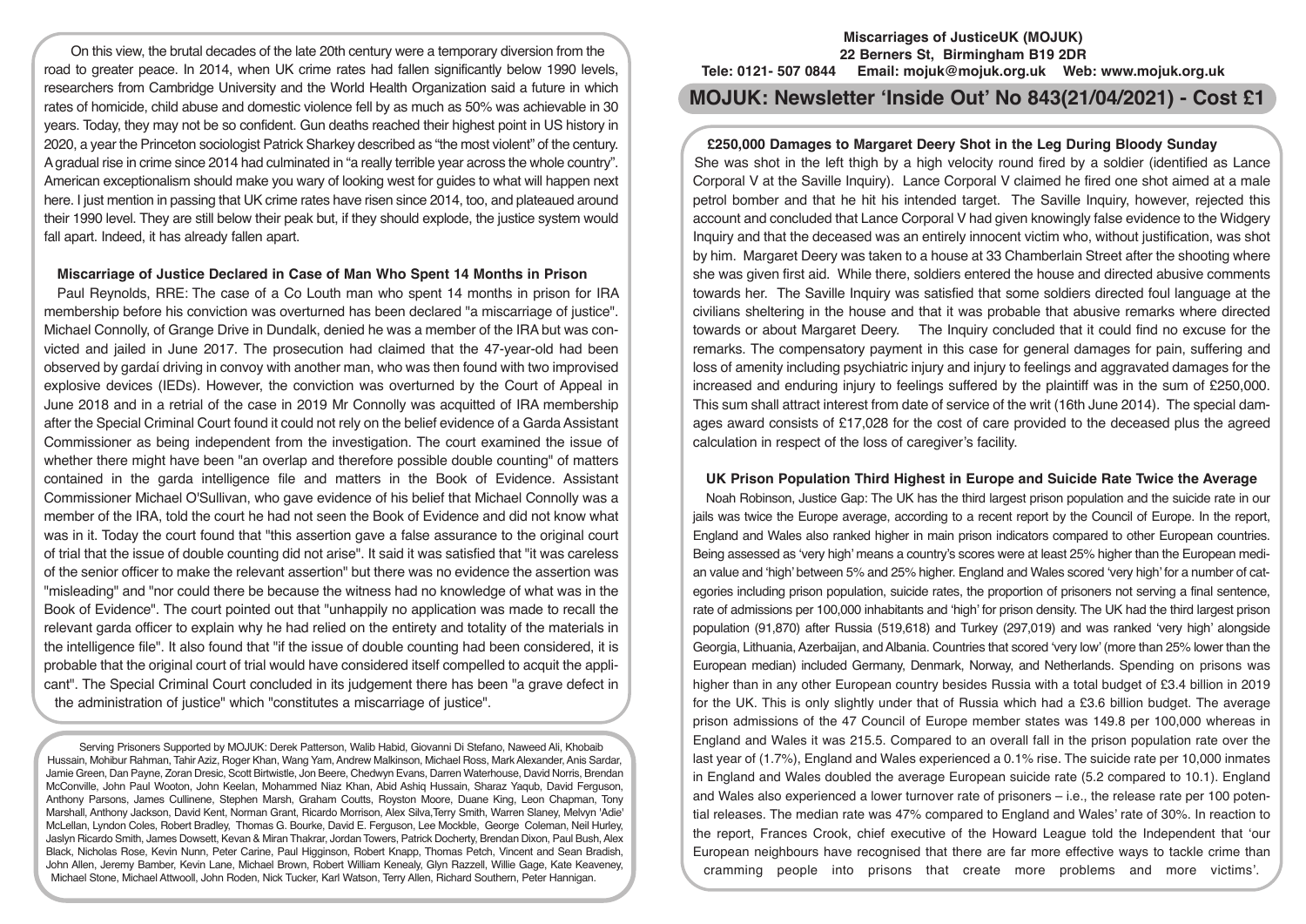On this view, the brutal decades of the late 20th century were a temporary diversion from the road to greater peace. In 2014, when UK crime rates had fallen significantly below 1990 levels, researchers from Cambridge University and the World Health Organization said a future in which rates of homicide, child abuse and domestic violence fell by as much as 50% was achievable in 30 years. Today, they may not be so confident. Gun deaths reached their highest point in US history in 2020, a year the Princeton sociologist Patrick Sharkey described as "the most violent" of the century. A gradual rise in crime since 2014 had culminated in "a really terrible year across the whole country". American exceptionalism should make you wary of looking west for guides to what will happen next here. I just mention in passing that UK crime rates have risen since 2014, too, and plateaued around their 1990 level. They are still below their peak but, if they should explode, the justice system would fall apart. Indeed, it has already fallen apart.

### Miscarriage of Justice Declared in Case of Man Who Spent 14 Months in Prison

Paul Reynolds, RRE: The case of a Co Louth man who spent 14 months in prison for IRA membership before his conviction was overturned has been declared "a miscarriage of justice". Michael Connolly, of Grange Drive in Dundalk, denied he was a member of the IRA but was convicted and jailed in June 2017. The prosecution had claimed that the 47-year-old had been observed by gardaí driving in convoy with another man, who was then found with two improvised explosive devices (IEDs). However, the conviction was overturned by the Court of Appeal in June 2018 and in a retrial of the case in 2019 Mr Connolly was acquitted of IRA membership after the Special Criminal Court found it could not rely on the belief evidence of a Garda Assistant Commissioner as being independent from the investigation. The court examined the issue of whether there might have been "an overlap and therefore possible double counting" of matters contained in the garda intelligence file and matters in the Book of Evidence. Assistant Commissioner Michael O'Sullivan, who gave evidence of his belief that Michael Connolly was a member of the IRA, told the court he had not seen the Book of Evidence and did not know what was in it. Today the court found that "this assertion gave a false assurance to the original court of trial that the issue of double counting did not arise". It said it was satisfied that "it was careless of the senior officer to make the relevant assertion" but there was no evidence the assertion was "misleading" and "nor could there be because the witness had no knowledge of what was in the Book of Evidence". The court pointed out that "unhappily no application was made to recall the relevant garda officer to explain why he had relied on the entirety and totality of the materials in the intelligence file". It also found that "if the issue of double counting had been considered, it is probable that the original court of trial would have considered itself compelled to acquit the applicant". The Special Criminal Court concluded in its judgement there has been "a grave defect in the administration of justice" which "constitutes a miscarriage of justice".

Serving Prisoners Supported by MOJUK: Derek Patterson, Walib Habid, Giovanni Di Stefano, Naweed Ali, Khobaib Hussain, Mohibur Rahman, Tahir Aziz, Roger Khan, Wang Yam, Andrew Malkinson, Michael Ross, Mark Alexander, Anis Sardar, Jamie Green, Dan Payne, Zoran Dresic, Scott Birtwistle, Jon Beere, Chedwyn Evans, Darren Waterhouse, David Norris, Brendan McConville, John Paul Wooton, John Keelan, Mohammed Niaz Khan, Abid Ashiq Hussain, Sharaz Yaqub, David Ferguson, Anthony Parsons, James Cullinene, Stephen Marsh, Graham Coutts, Royston Moore, Duane King, Leon Chapman, Tony Marshall, Anthony Jackson, David Kent, Norman Grant, Ricardo Morrison, Alex Silva, Terry Smith, Warren Slaney, Melvyn 'Adie' McLellan, Lyndon Coles, Robert Bradley, Thomas G. Bourke, David E. Ferguson, Lee Mockble, George Coleman, Neil Hurley, Jaslyn Ricardo Smith, James Dowsett, Kevan & Miran Thakrar, Jordan Towers, Patrick Docherty, Brendan Dixon, Paul Bush, Alex Black, Nicholas Rose, Kevin Nunn, Peter Carine, Paul Higginson, Robert Knapp, Thomas Petch, Vincent and Sean Bradish, John Allen, Jeremy Bamber, Kevin Lane, Michael Brown, Robert William Kenealy, Glyn Razzell, Willie Gage, Kate Keaveney, Michael Stone, Michael Attwooll, John Roden, Nick Tucker, Karl Watson, Terry Allen, Richard Southern, Peter Hannigan.

**Miscarriages of JusticeUK (MOJUK)**
**22 Berners St, Birmingham B19 2DR**
**Tele: 0121- 507 0844 Email: mojuk@mojuk.org.uk Web: www.mojuk.org.uk**

# MOJUK: Newsletter 'Inside Out' No 843(21/04/2021) - Cost £1

### £250,000 Damages to Margaret Deery Shot in the Leg During Bloody Sunday

She was shot in the left thigh by a high velocity round fired by a soldier (identified as Lance Corporal V at the Saville Inquiry). Lance Corporal V claimed he fired one shot aimed at a male petrol bomber and that he hit his intended target. The Saville Inquiry, however, rejected this account and concluded that Lance Corporal V had given knowingly false evidence to the Widgery Inquiry and that the deceased was an entirely innocent victim who, without justification, was shot by him. Margaret Deery was taken to a house at 33 Chamberlain Street after the shooting where she was given first aid. While there, soldiers entered the house and directed abusive comments towards her. The Saville Inquiry was satisfied that some soldiers directed foul language at the civilians sheltering in the house and that it was probable that abusive remarks where directed towards or about Margaret Deery. The Inquiry concluded that it could find no excuse for the remarks. The compensatory payment in this case for general damages for pain, suffering and loss of amenity including psychiatric injury and injury to feelings and aggravated damages for the increased and enduring injury to feelings suffered by the plaintiff was in the sum of £250,000. This sum shall attract interest from date of service of the writ (16th June 2014). The special damages award consists of £17,028 for the cost of care provided to the deceased plus the agreed calculation in respect of the loss of caregiver's facility.

### UK Prison Population Third Highest in Europe and Suicide Rate Twice the Average

Noah Robinson, Justice Gap: The UK has the third largest prison population and the suicide rate in our jails was twice the Europe average, according to a recent report by the Council of Europe. In the report, England and Wales also ranked higher in main prison indicators compared to other European countries. Being assessed as 'very high' means a country's scores were at least 25% higher than the European median value and 'high' between 5% and 25% higher. England and Wales scored 'very high' for a number of categories including prison population, suicide rates, the proportion of prisoners not serving a final sentence, rate of admissions per 100,000 inhabitants and 'high' for prison density. The UK had the third largest prison population (91,870) after Russia (519,618) and Turkey (297,019) and was ranked 'very high' alongside Georgia, Lithuania, Azerbaijan, and Albania. Countries that scored 'very low' (more than 25% lower than the European median) included Germany, Denmark, Norway, and Netherlands. Spending on prisons was higher than in any other European country besides Russia with a total budget of £3.4 billion in 2019 for the UK. This is only slightly under that of Russia which had a £3.6 billion budget. The average prison admissions of the 47 Council of Europe member states was 149.8 per 100,000 whereas in England and Wales it was 215.5. Compared to an overall fall in the prison population rate over the last year of (1.7%), England and Wales experienced a 0.1% rise. The suicide rate per 10,000 inmates in England and Wales doubled the average European suicide rate (5.2 compared to 10.1). England and Wales also experienced a lower turnover rate of prisoners – i.e., the release rate per 100 potential releases. The median rate was 47% compared to England and Wales' rate of 30%. In reaction to the report, Frances Crook, chief executive of the Howard League told the Independent that 'our European neighbours have recognised that there are far more effective ways to tackle crime than cramming people into prisons that create more problems and more victims'.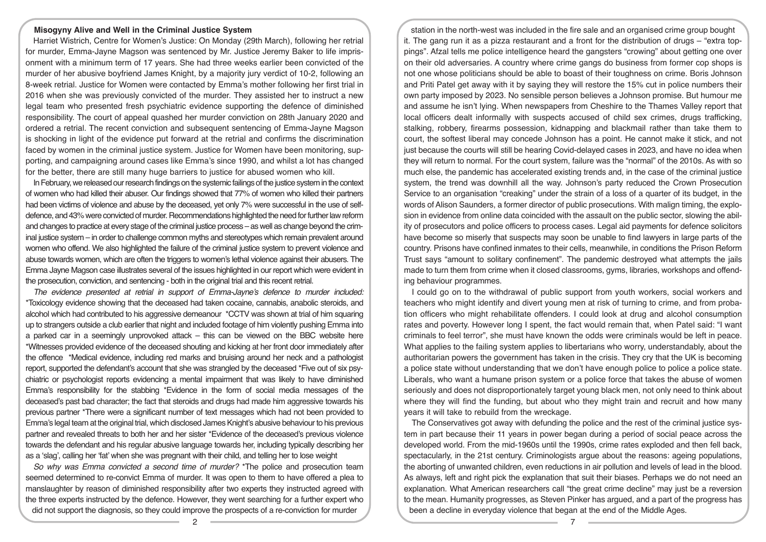## Misogyny Alive and Well in the Criminal Justice System

Harriet Wistrich, Centre for Women's Justice: On Monday (29th March), following her retrial for murder, Emma-Jayne Magson was sentenced by Mr. Justice Jeremy Baker to life imprisonment with a minimum term of 17 years. She had three weeks earlier been convicted of the murder of her abusive boyfriend James Knight, by a majority jury verdict of 10-2, following an 8-week retrial. Justice for Women were contacted by Emma's mother following her first trial in 2016 when she was previously convicted of the murder. They assisted her to instruct a new legal team who presented fresh psychiatric evidence supporting the defence of diminished responsibility. The court of appeal quashed her murder conviction on 28th January 2020 and ordered a retrial. The recent conviction and subsequent sentencing of Emma-Jayne Magson is shocking in light of the evidence put forward at the retrial and confirms the discrimination faced by women in the criminal justice system. Justice for Women have been monitoring, supporting, and campaigning around cases like Emma's since 1990, and whilst a lot has changed for the better, there are still many huge barriers to justice for abused women who kill.

In February, we released our research findings on the systemic failings of the justice system in the context of women who had killed their abuser. Our findings showed that 77% of women who killed their partners had been victims of violence and abuse by the deceased, yet only 7% were successful in the use of self-defence, and 43% were convicted of murder. Recommendations highlighted the need for further law reform and changes to practice at every stage of the criminal justice process – as well as change beyond the criminal justice system – in order to challenge common myths and stereotypes which remain prevalent around women who offend. We also highlighted the failure of the criminal justice system to prevent violence and abuse towards women, which are often the triggers to women's lethal violence against their abusers. The Emma Jayne Magson case illustrates several of the issues highlighted in our report which were evident in the prosecution, conviction, and sentencing - both in the original trial and this recent retrial.

*The evidence presented at retrial in support of Emma-Jayne's defence to murder included:* *Toxicology evidence showing that the deceased had taken cocaine, cannabis, anabolic steroids, and alcohol which had contributed to his aggressive demeanour *CCTV was shown at trial of him squaring up to strangers outside a club earlier that night and included footage of him violently pushing Emma into a parked car in a seemingly unprovoked attack – this can be viewed on the BBC website here *Witnesses provided evidence of the deceased shouting and kicking at her front door immediately after the offence *Medical evidence, including red marks and bruising around her neck and a pathologist report, supported the defendant's account that she was strangled by the deceased *Five out of six psychiatric or psychologist reports evidencing a mental impairment that was likely to have diminished Emma's responsibility for the stabbing *Evidence in the form of social media messages of the deceased's past bad character; the fact that steroids and drugs had made him aggressive towards his previous partner *There were a significant number of text messages which had not been provided to Emma's legal team at the original trial, which disclosed James Knight's abusive behaviour to his previous partner and revealed threats to both her and her sister *Evidence of the deceased's previous violence towards the defendant and his regular abusive language towards her, including typically describing her as a 'slag', calling her 'fat' when she was pregnant with their child, and telling her to lose weight

*So why was Emma convicted a second time of murder?* *The police and prosecution team seemed determined to re-convict Emma of murder. It was open to them to have offered a plea to manslaughter by reason of diminished responsibility after two experts they instructed agreed with the three experts instructed by the defence. However, they went searching for a further expert who did not support the diagnosis, so they could improve the prospects of a re-conviction for murder

station in the north-west was included in the fire sale and an organised crime group bought it. The gang run it as a pizza restaurant and a front for the distribution of drugs – "extra toppings". Afzal tells me police intelligence heard the gangsters "crowing" about getting one over on their old adversaries. A country where crime gangs do business from former cop shops is not one whose politicians should be able to boast of their toughness on crime. Boris Johnson and Priti Patel get away with it by saying they will restore the 15% cut in police numbers their own party imposed by 2023. No sensible person believes a Johnson promise. But humour me and assume he isn't lying. When newspapers from Cheshire to the Thames Valley report that local officers dealt informally with suspects accused of child sex crimes, drugs trafficking, stalking, robbery, firearms possession, kidnapping and blackmail rather than take them to court, the softest liberal may concede Johnson has a point. He cannot make it stick, and not just because the courts will still be hearing Covid-delayed cases in 2023, and have no idea when they will return to normal. For the court system, failure was the "normal" of the 2010s. As with so much else, the pandemic has accelerated existing trends and, in the case of the criminal justice system, the trend was downhill all the way. Johnson's party reduced the Crown Prosecution Service to an organisation "creaking" under the strain of a loss of a quarter of its budget, in the words of Alison Saunders, a former director of public prosecutions. With malign timing, the explosion in evidence from online data coincided with the assault on the public sector, slowing the ability of prosecutors and police officers to process cases. Legal aid payments for defence solicitors have become so miserly that suspects may soon be unable to find lawyers in large parts of the country. Prisons have confined inmates to their cells, meanwhile, in conditions the Prison Reform Trust says "amount to solitary confinement". The pandemic destroyed what attempts the jails made to turn them from crime when it closed classrooms, gyms, libraries, workshops and offending behaviour programmes.

I could go on to the withdrawal of public support from youth workers, social workers and teachers who might identify and divert young men at risk of turning to crime, and from probation officers who might rehabilitate offenders. I could look at drug and alcohol consumption rates and poverty. However long I spent, the fact would remain that, when Patel said: "I want criminals to feel terror", she must have known the odds were criminals would be left in peace. What applies to the failing system applies to libertarians who worry, understandably, about the authoritarian powers the government has taken in the crisis. They cry that the UK is becoming a police state without understanding that we don't have enough police to police a police state. Liberals, who want a humane prison system or a police force that takes the abuse of women seriously and does not disproportionately target young black men, not only need to think about where they will find the funding, but about who they might train and recruit and how many years it will take to rebuild from the wreckage.

The Conservatives got away with defunding the police and the rest of the criminal justice system in part because their 11 years in power began during a period of social peace across the developed world. From the mid-1960s until the 1990s, crime rates exploded and then fell back, spectacularly, in the 21st century. Criminologists argue about the reasons: ageing populations, the aborting of unwanted children, even reductions in air pollution and levels of lead in the blood. As always, left and right pick the explanation that suit their biases. Perhaps we do not need an explanation. What American researchers call "the great crime decline" may just be a reversion to the mean. Humanity progresses, as Steven Pinker has argued, and a part of the progress has been a decline in everyday violence that began at the end of the Middle Ages.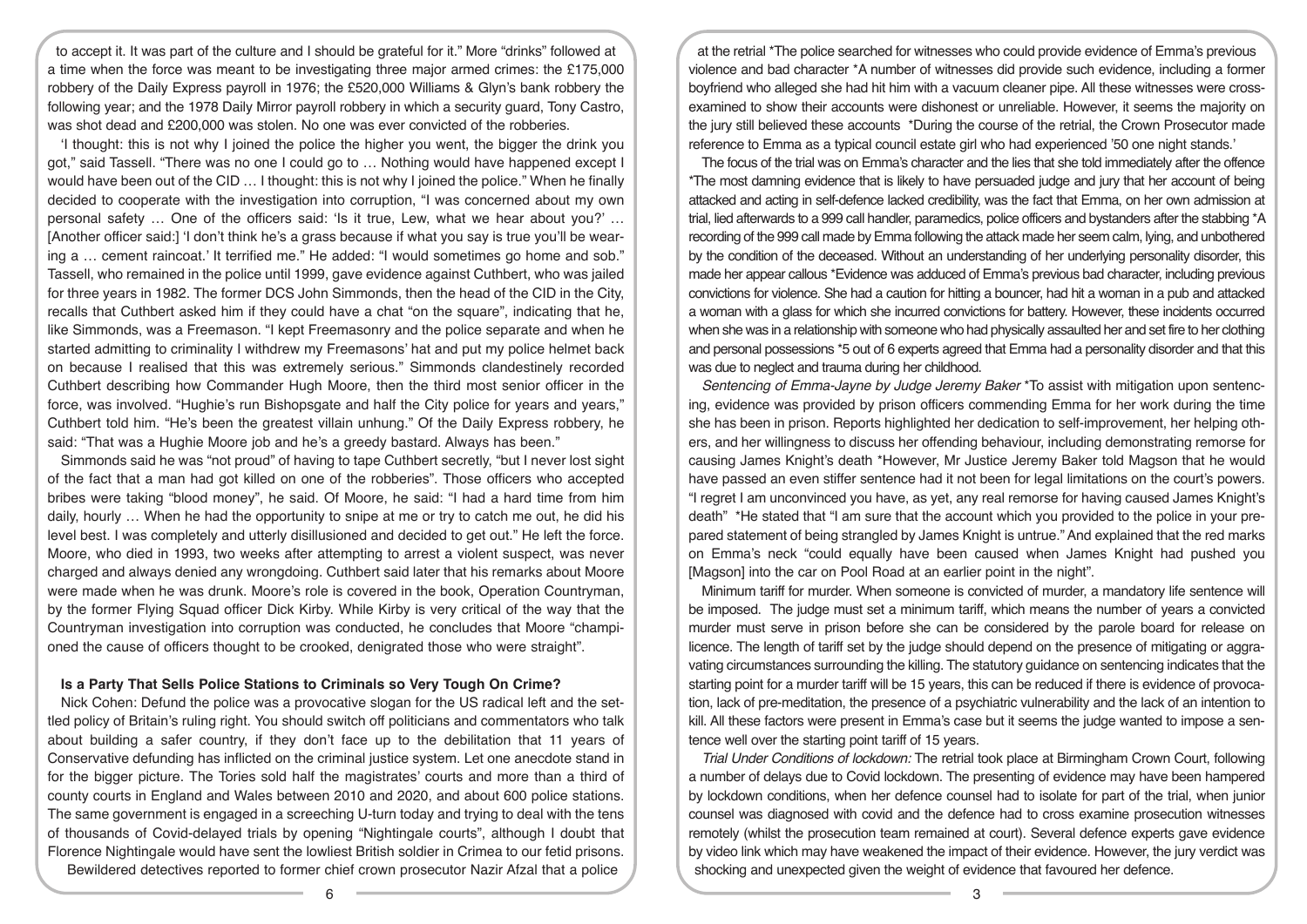to accept it. It was part of the culture and I should be grateful for it." More "drinks" followed at a time when the force was meant to be investigating three major armed crimes: the £175,000 robbery of the Daily Express payroll in 1976; the £520,000 Williams & Glyn's bank robbery the following year; and the 1978 Daily Mirror payroll robbery in which a security guard, Tony Castro, was shot dead and £200,000 was stolen. No one was ever convicted of the robberies.

'I thought: this is not why I joined the police the higher you went, the bigger the drink you got," said Tassell. "There was no one I could go to … Nothing would have happened except I would have been out of the CID … I thought: this is not why I joined the police." When he finally decided to cooperate with the investigation into corruption, "I was concerned about my own personal safety … One of the officers said: 'Is it true, Lew, what we hear about you?' … [Another officer said:] 'I don't think he's a grass because if what you say is true you'll be wearing a … cement raincoat.' It terrified me." He added: "I would sometimes go home and sob." Tassell, who remained in the police until 1999, gave evidence against Cuthbert, who was jailed for three years in 1982. The former DCS John Simmonds, then the head of the CID in the City, recalls that Cuthbert asked him if they could have a chat "on the square", indicating that he, like Simmonds, was a Freemason. "I kept Freemasonry and the police separate and when he started admitting to criminality I withdrew my Freemasons' hat and put my police helmet back on because I realised that this was extremely serious." Simmonds clandestinely recorded Cuthbert describing how Commander Hugh Moore, then the third most senior officer in the force, was involved. "Hughie's run Bishopsgate and half the City police for years and years," Cuthbert told him. "He's been the greatest villain unhung." Of the Daily Express robbery, he said: "That was a Hughie Moore job and he's a greedy bastard. Always has been."

Simmonds said he was "not proud" of having to tape Cuthbert secretly, "but I never lost sight of the fact that a man had got killed on one of the robberies". Those officers who accepted bribes were taking "blood money", he said. Of Moore, he said: "I had a hard time from him daily, hourly … When he had the opportunity to snipe at me or try to catch me out, he did his level best. I was completely and utterly disillusioned and decided to get out." He left the force. Moore, who died in 1993, two weeks after attempting to arrest a violent suspect, was never charged and always denied any wrongdoing. Cuthbert said later that his remarks about Moore were made when he was drunk. Moore's role is covered in the book, Operation Countryman, by the former Flying Squad officer Dick Kirby. While Kirby is very critical of the way that the Countryman investigation into corruption was conducted, he concludes that Moore "championed the cause of officers thought to be crooked, denigrated those who were straight".

## Is a Party That Sells Police Stations to Criminals so Very Tough On Crime?

Nick Cohen: Defund the police was a provocative slogan for the US radical left and the settled policy of Britain's ruling right. You should switch off politicians and commentators who talk about building a safer country, if they don't face up to the debilitation that 11 years of Conservative defunding has inflicted on the criminal justice system. Let one anecdote stand in for the bigger picture. The Tories sold half the magistrates' courts and more than a third of county courts in England and Wales between 2010 and 2020, and about 600 police stations. The same government is engaged in a screeching U-turn today and trying to deal with the tens of thousands of Covid-delayed trials by opening "Nightingale courts", although I doubt that Florence Nightingale would have sent the lowliest British soldier in Crimea to our fetid prisons.

Bewildered detectives reported to former chief crown prosecutor Nazir Afzal that a police

at the retrial *The police searched for witnesses who could provide evidence of Emma's previous violence and bad character *A number of witnesses did provide such evidence, including a former boyfriend who alleged she had hit him with a vacuum cleaner pipe. All these witnesses were cross-examined to show their accounts were dishonest or unreliable. However, it seems the majority on the jury still believed these accounts *During the course of the retrial, the Crown Prosecutor made reference to Emma as a typical council estate girl who had experienced '50 one night stands.'

The focus of the trial was on Emma's character and the lies that she told immediately after the offence *The most damning evidence that is likely to have persuaded judge and jury that her account of being attacked and acting in self-defence lacked credibility, was the fact that Emma, on her own admission at trial, lied afterwards to a 999 call handler, paramedics, police officers and bystanders after the stabbing *A recording of the 999 call made by Emma following the attack made her seem calm, lying, and unbothered by the condition of the deceased. Without an understanding of her underlying personality disorder, this made her appear callous *Evidence was adduced of Emma's previous bad character, including previous convictions for violence. She had a caution for hitting a bouncer, had hit a woman in a pub and attacked a woman with a glass for which she incurred convictions for battery. However, these incidents occurred when she was in a relationship with someone who had physically assaulted her and set fire to her clothing and personal possessions *5 out of 6 experts agreed that Emma had a personality disorder and that this was due to neglect and trauma during her childhood.

*Sentencing of Emma-Jayne by Judge Jeremy Baker* *To assist with mitigation upon sentencing, evidence was provided by prison officers commending Emma for her work during the time she has been in prison. Reports highlighted her dedication to self-improvement, her helping others, and her willingness to discuss her offending behaviour, including demonstrating remorse for causing James Knight's death *However, Mr Justice Jeremy Baker told Magson that he would have passed an even stiffer sentence had it not been for legal limitations on the court's powers. "I regret I am unconvinced you have, as yet, any real remorse for having caused James Knight's death" *He stated that "I am sure that the account which you provided to the police in your prepared statement of being strangled by James Knight is untrue." And explained that the red marks on Emma's neck "could equally have been caused when James Knight had pushed you [Magson] into the car on Pool Road at an earlier point in the night".

Minimum tariff for murder. When someone is convicted of murder, a mandatory life sentence will be imposed. The judge must set a minimum tariff, which means the number of years a convicted murder must serve in prison before she can be considered by the parole board for release on licence. The length of tariff set by the judge should depend on the presence of mitigating or aggravating circumstances surrounding the killing. The statutory guidance on sentencing indicates that the starting point for a murder tariff will be 15 years, this can be reduced if there is evidence of provocation, lack of pre-meditation, the presence of a psychiatric vulnerability and the lack of an intention to kill. All these factors were present in Emma's case but it seems the judge wanted to impose a sentence well over the starting point tariff of 15 years.

*Trial Under Conditions of lockdown:* The retrial took place at Birmingham Crown Court, following a number of delays due to Covid lockdown. The presenting of evidence may have been hampered by lockdown conditions, when her defence counsel had to isolate for part of the trial, when junior counsel was diagnosed with covid and the defence had to cross examine prosecution witnesses remotely (whilst the prosecution team remained at court). Several defence experts gave evidence by video link which may have weakened the impact of their evidence. However, the jury verdict was shocking and unexpected given the weight of evidence that favoured her defence.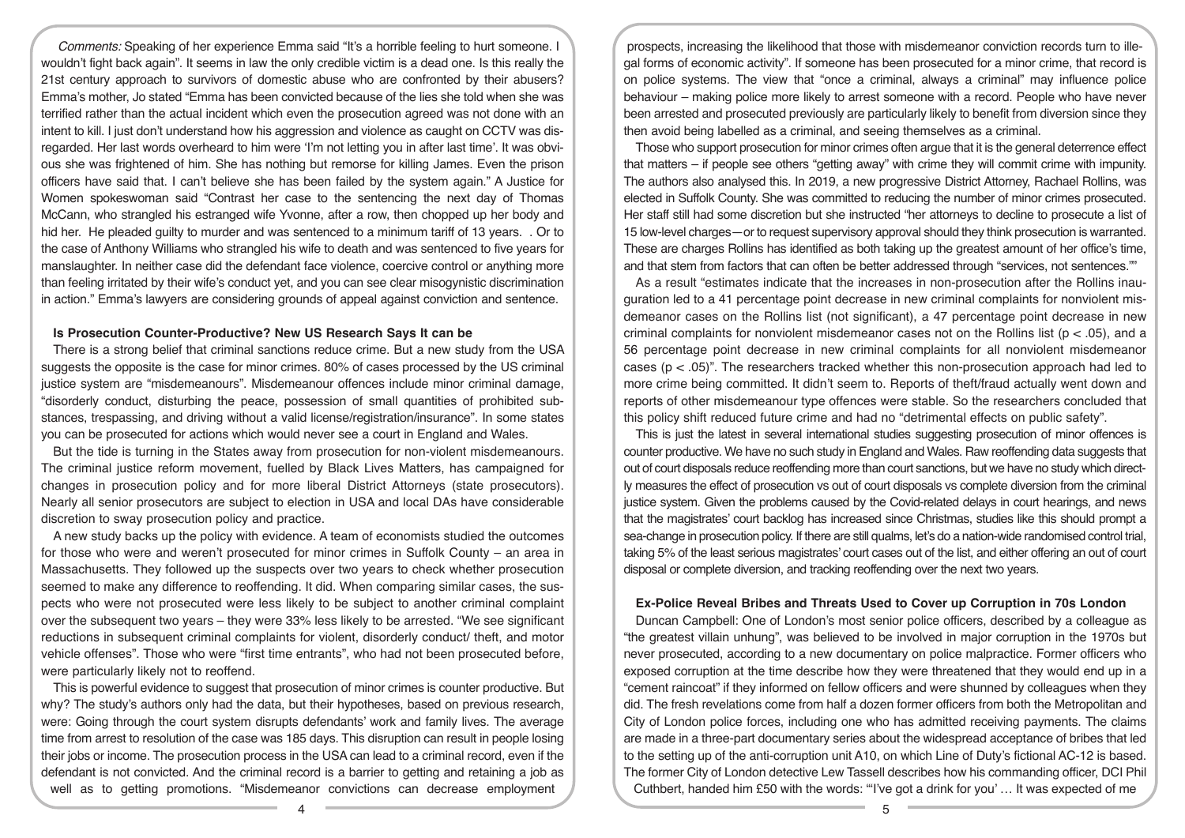*Comments:* Speaking of her experience Emma said "It's a horrible feeling to hurt someone. I wouldn't fight back again". It seems in law the only credible victim is a dead one. Is this really the 21st century approach to survivors of domestic abuse who are confronted by their abusers? Emma's mother, Jo stated "Emma has been convicted because of the lies she told when she was terrified rather than the actual incident which even the prosecution agreed was not done with an intent to kill. I just don't understand how his aggression and violence as caught on CCTV was disregarded. Her last words overheard to him were 'I'm not letting you in after last time'. It was obvious she was frightened of him. She has nothing but remorse for killing James. Even the prison officers have said that. I can't believe she has been failed by the system again." A Justice for Women spokeswoman said "Contrast her case to the sentencing the next day of Thomas McCann, who strangled his estranged wife Yvonne, after a row, then chopped up her body and hid her. He pleaded guilty to murder and was sentenced to a minimum tariff of 13 years. . Or to the case of Anthony Williams who strangled his wife to death and was sentenced to five years for manslaughter. In neither case did the defendant face violence, coercive control or anything more than feeling irritated by their wife's conduct yet, and you can see clear misogynistic discrimination in action." Emma's lawyers are considering grounds of appeal against conviction and sentence.

## Is Prosecution Counter-Productive? New US Research Says It can be

There is a strong belief that criminal sanctions reduce crime. But a new study from the USA suggests the opposite is the case for minor crimes. 80% of cases processed by the US criminal justice system are "misdemeanours". Misdemeanour offences include minor criminal damage, "disorderly conduct, disturbing the peace, possession of small quantities of prohibited substances, trespassing, and driving without a valid license/registration/insurance". In some states you can be prosecuted for actions which would never see a court in England and Wales.

But the tide is turning in the States away from prosecution for non-violent misdemeanours. The criminal justice reform movement, fuelled by Black Lives Matters, has campaigned for changes in prosecution policy and for more liberal District Attorneys (state prosecutors). Nearly all senior prosecutors are subject to election in USA and local DAs have considerable discretion to sway prosecution policy and practice.

A new study backs up the policy with evidence. A team of economists studied the outcomes for those who were and weren't prosecuted for minor crimes in Suffolk County – an area in Massachusetts. They followed up the suspects over two years to check whether prosecution seemed to make any difference to reoffending. It did. When comparing similar cases, the suspects who were not prosecuted were less likely to be subject to another criminal complaint over the subsequent two years – they were 33% less likely to be arrested. "We see significant reductions in subsequent criminal complaints for violent, disorderly conduct/ theft, and motor vehicle offenses". Those who were "first time entrants", who had not been prosecuted before, were particularly likely not to reoffend.

This is powerful evidence to suggest that prosecution of minor crimes is counter productive. But why? The study's authors only had the data, but their hypotheses, based on previous research, were: Going through the court system disrupts defendants' work and family lives. The average time from arrest to resolution of the case was 185 days. This disruption can result in people losing their jobs or income. The prosecution process in the USA can lead to a criminal record, even if the defendant is not convicted. And the criminal record is a barrier to getting and retaining a job as well as to getting promotions. "Misdemeanor convictions can decrease employment prospects, increasing the likelihood that those with misdemeanor conviction records turn to illegal forms of economic activity". If someone has been prosecuted for a minor crime, that record is on police systems. The view that "once a criminal, always a criminal" may influence police behaviour – making police more likely to arrest someone with a record. People who have never been arrested and prosecuted previously are particularly likely to benefit from diversion since they then avoid being labelled as a criminal, and seeing themselves as a criminal.

Those who support prosecution for minor crimes often argue that it is the general deterrence effect that matters – if people see others "getting away" with crime they will commit crime with impunity. The authors also analysed this. In 2019, a new progressive District Attorney, Rachael Rollins, was elected in Suffolk County. She was committed to reducing the number of minor crimes prosecuted. Her staff still had some discretion but she instructed "her attorneys to decline to prosecute a list of 15 low-level charges—or to request supervisory approval should they think prosecution is warranted. These are charges Rollins has identified as both taking up the greatest amount of her office's time, and that stem from factors that can often be better addressed through "services, not sentences.""

As a result "estimates indicate that the increases in non-prosecution after the Rollins inauguration led to a 41 percentage point decrease in new criminal complaints for nonviolent misdemeanor cases on the Rollins list (not significant), a 47 percentage point decrease in new criminal complaints for nonviolent misdemeanor cases not on the Rollins list ($p < .05$), and a 56 percentage point decrease in new criminal complaints for all nonviolent misdemeanor cases ($p < .05$)". The researchers tracked whether this non-prosecution approach had led to more crime being committed. It didn't seem to. Reports of theft/fraud actually went down and reports of other misdemeanour type offences were stable. So the researchers concluded that this policy shift reduced future crime and had no "detrimental effects on public safety".

This is just the latest in several international studies suggesting prosecution of minor offences is counter productive. We have no such study in England and Wales. Raw reoffending data suggests that out of court disposals reduce reoffending more than court sanctions, but we have no study which directly measures the effect of prosecution vs out of court disposals vs complete diversion from the criminal justice system. Given the problems caused by the Covid-related delays in court hearings, and news that the magistrates' court backlog has increased since Christmas, studies like this should prompt a sea-change in prosecution policy. If there are still qualms, let's do a nation-wide randomised control trial, taking 5% of the least serious magistrates' court cases out of the list, and either offering an out of court disposal or complete diversion, and tracking reoffending over the next two years.

## Ex-Police Reveal Bribes and Threats Used to Cover up Corruption in 70s London

Duncan Campbell: One of London's most senior police officers, described by a colleague as "the greatest villain unhung", was believed to be involved in major corruption in the 1970s but never prosecuted, according to a new documentary on police malpractice. Former officers who exposed corruption at the time describe how they were threatened that they would end up in a "cement raincoat" if they informed on fellow officers and were shunned by colleagues when they did. The fresh revelations come from half a dozen former officers from both the Metropolitan and City of London police forces, including one who has admitted receiving payments. The claims are made in a three-part documentary series about the widespread acceptance of bribes that led to the setting up of the anti-corruption unit A10, on which Line of Duty's fictional AC-12 is based. The former City of London detective Lew Tassell describes how his commanding officer, DCI Phil Cuthbert, handed him £50 with the words: "'I've got a drink for you' … It was expected of me